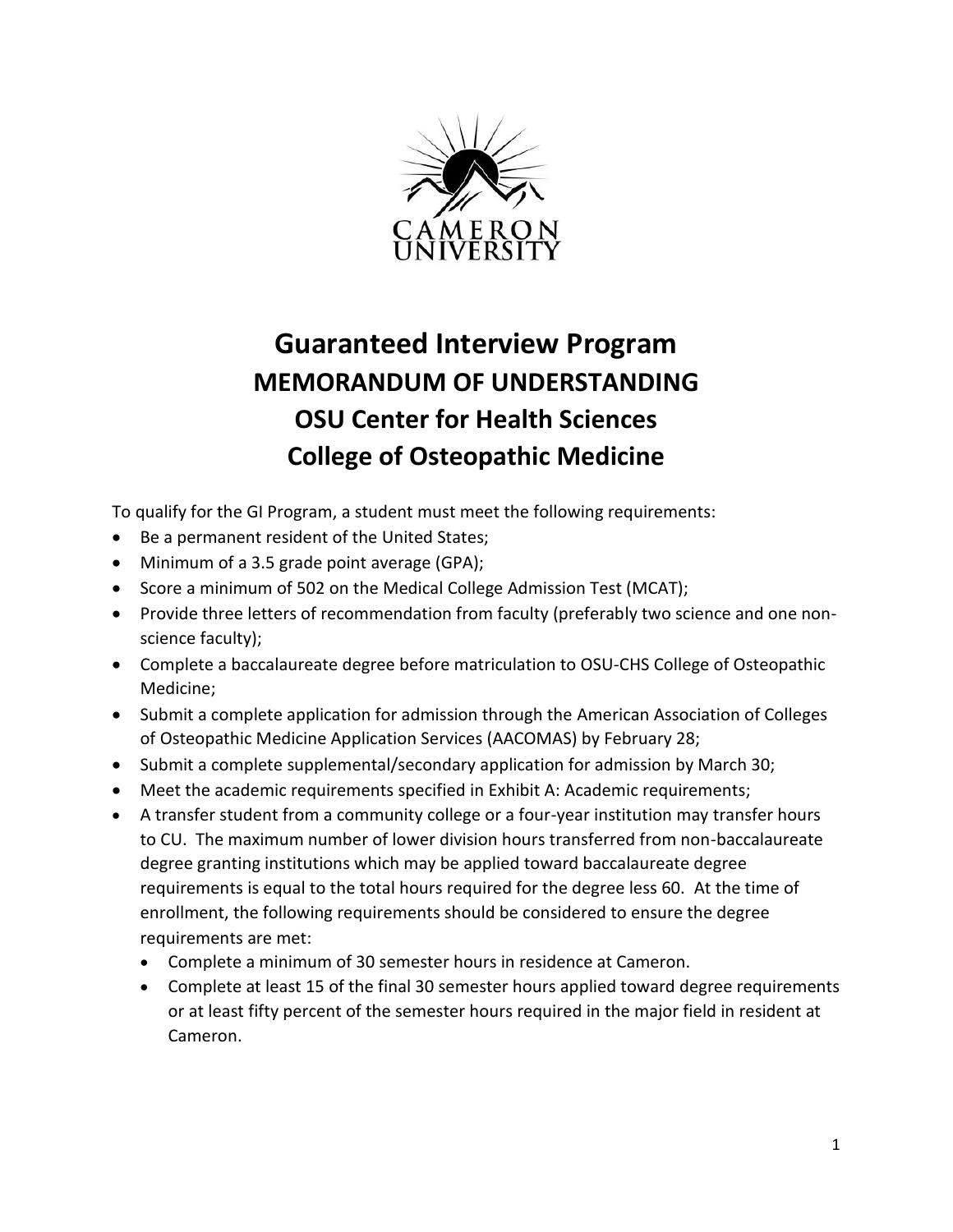CAMERON UNIVERSITY

# Guaranteed Interview Program

## MEMORANDUM OF UNDERSTANDING

## OSU Center for Health Sciences

## College of Osteopathic Medicine

To qualify for the GI Program, a student must meet the following requirements:

- Be a permanent resident of the United States;
- Minimum of a 3.5 grade point average (GPA);
- Score a minimum of 502 on the Medical College Admission Test (MCAT);
- Provide three letters of recommendation from faculty (preferably two science and one non-science faculty);
- Complete a baccalaureate degree before matriculation to OSU-CHS College of Osteopathic Medicine;
- Submit a complete application for admission through the American Association of Colleges of Osteopathic Medicine Application Services (AACOMAS) by February 28;
- Submit a complete supplemental/secondary application for admission by March 30;
- Meet the academic requirements specified in Exhibit A: Academic requirements;
- A transfer student from a community college or a four-year institution may transfer hours to CU. The maximum number of lower division hours transferred from non-baccalaureate degree granting institutions which may be applied toward baccalaureate degree requirements is equal to the total hours required for the degree less 60. At the time of enrollment, the following requirements should be considered to ensure the degree requirements are met:
  - Complete a minimum of 30 semester hours in residence at Cameron.
  - Complete at least 15 of the final 30 semester hours applied toward degree requirements or at least fifty percent of the semester hours required in the major field in resident at Cameron.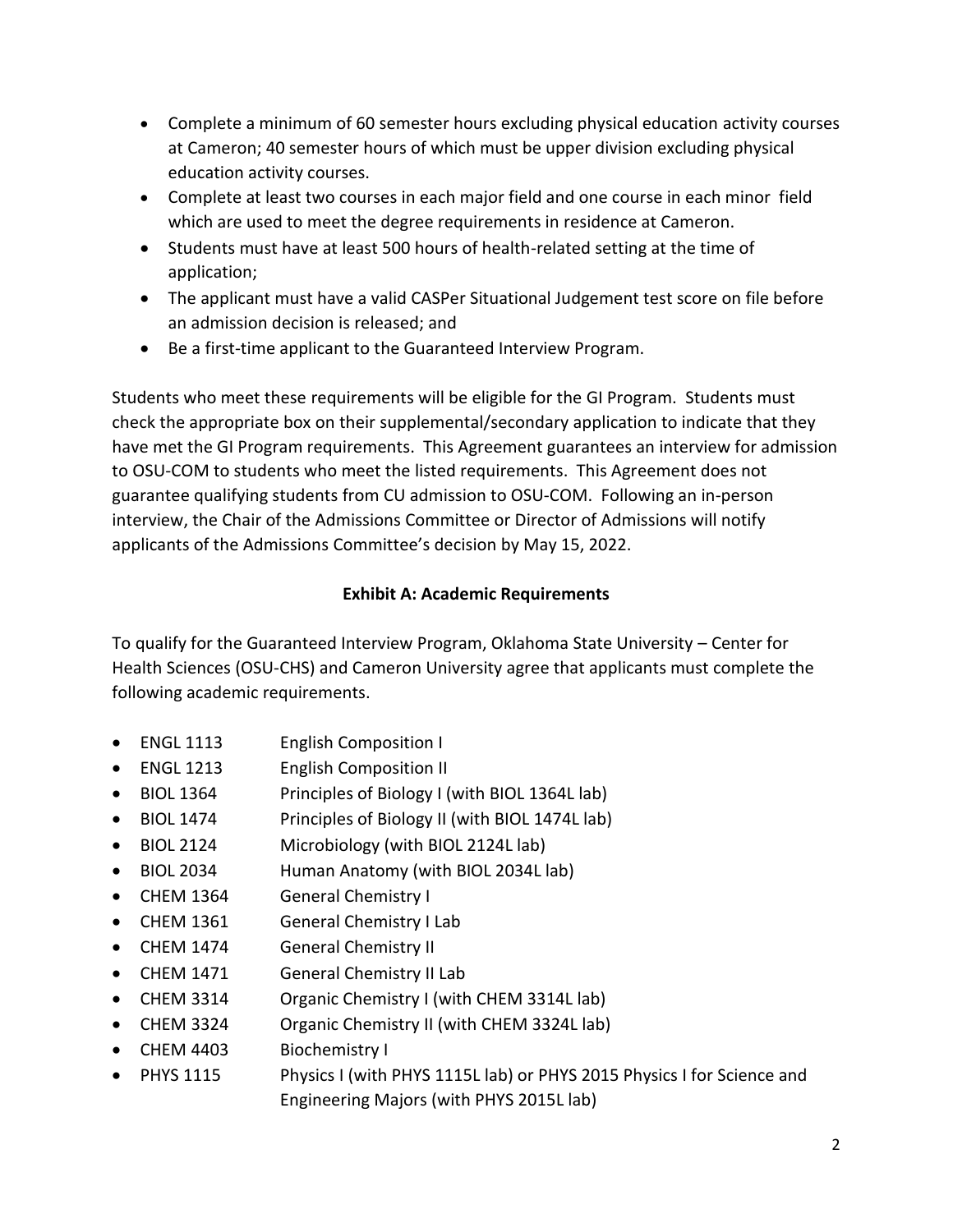- Complete a minimum of 60 semester hours excluding physical education activity courses at Cameron; 40 semester hours of which must be upper division excluding physical education activity courses.
- Complete at least two courses in each major field and one course in each minor field which are used to meet the degree requirements in residence at Cameron.
- Students must have at least 500 hours of health-related setting at the time of application;
- The applicant must have a valid CASPer Situational Judgement test score on file before an admission decision is released; and
- Be a first-time applicant to the Guaranteed Interview Program.

Students who meet these requirements will be eligible for the GI Program. Students must check the appropriate box on their supplemental/secondary application to indicate that they have met the GI Program requirements. This Agreement guarantees an interview for admission to OSU-COM to students who meet the listed requirements. This Agreement does not guarantee qualifying students from CU admission to OSU-COM. Following an in-person interview, the Chair of the Admissions Committee or Director of Admissions will notify applicants of the Admissions Committee's decision by May 15, 2022.

**Exhibit A: Academic Requirements**

To qualify for the Guaranteed Interview Program, Oklahoma State University – Center for Health Sciences (OSU-CHS) and Cameron University agree that applicants must complete the following academic requirements.

- ENGL 1113 English Composition I
- ENGL 1213 English Composition II
- BIOL 1364 Principles of Biology I (with BIOL 1364L lab)
- BIOL 1474 Principles of Biology II (with BIOL 1474L lab)
- BIOL 2124 Microbiology (with BIOL 2124L lab)
- BIOL 2034 Human Anatomy (with BIOL 2034L lab)
- CHEM 1364 General Chemistry I
- CHEM 1361 General Chemistry I Lab
- CHEM 1474 General Chemistry II
- CHEM 1471 General Chemistry II Lab
- CHEM 3314 Organic Chemistry I (with CHEM 3314L lab)
- CHEM 3324 Organic Chemistry II (with CHEM 3324L lab)
- CHEM 4403 Biochemistry I
- PHYS 1115 Physics I (with PHYS 1115L lab) or PHYS 2015 Physics I for Science and Engineering Majors (with PHYS 2015L lab)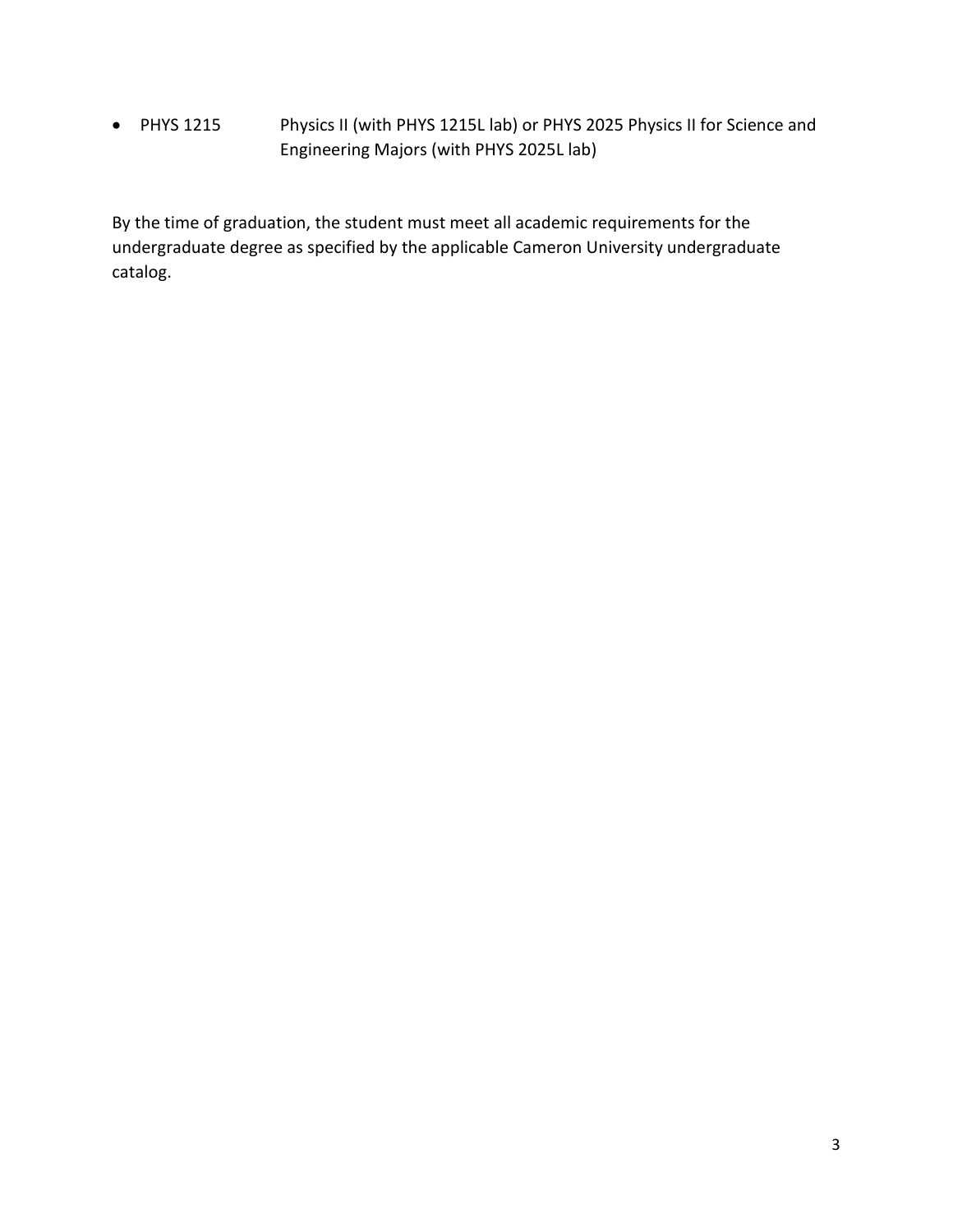- PHYS 1215 Physics II (with PHYS 1215L lab) or PHYS 2025 Physics II for Science and Engineering Majors (with PHYS 2025L lab)

By the time of graduation, the student must meet all academic requirements for the undergraduate degree as specified by the applicable Cameron University undergraduate catalog.